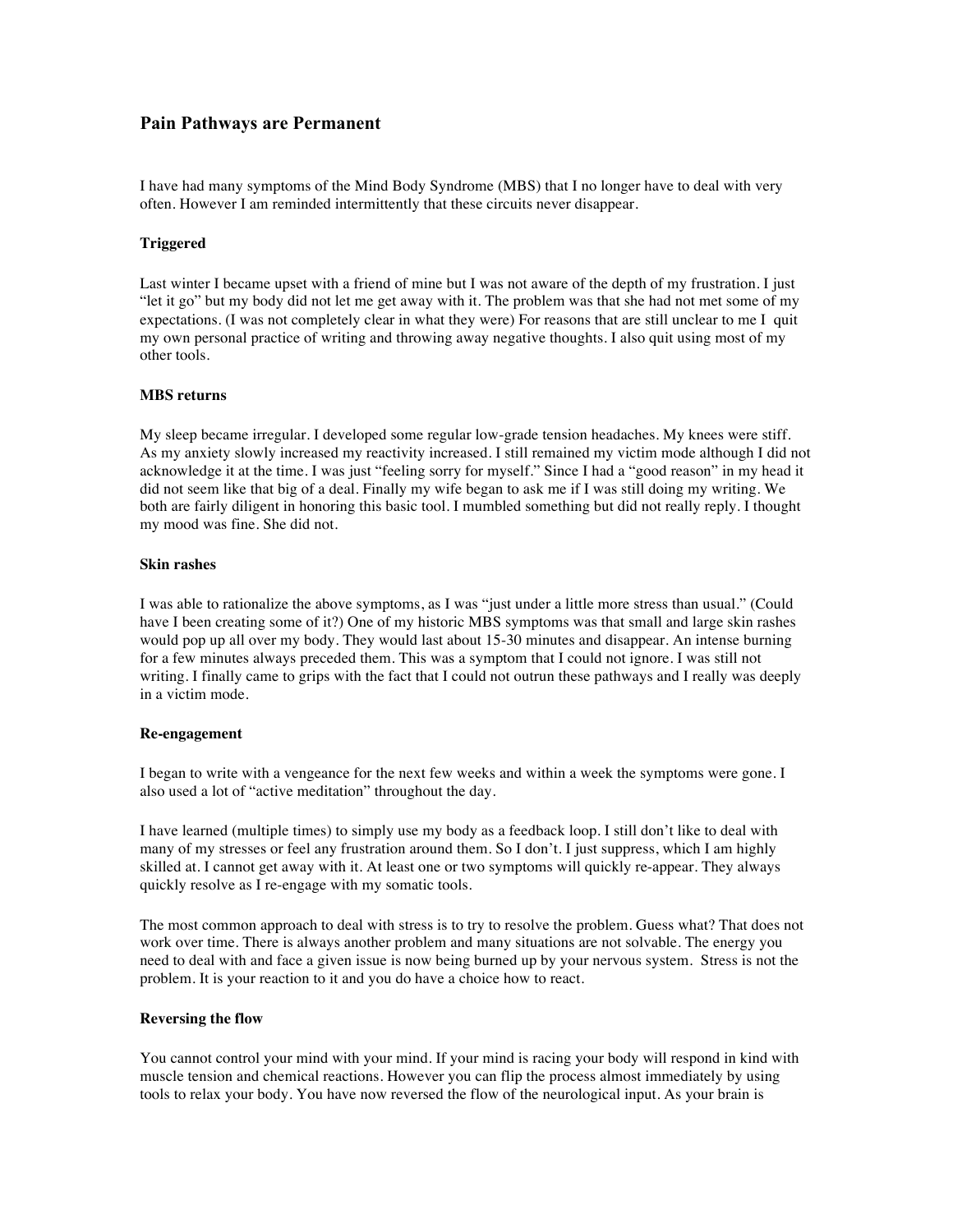# Pain Pathways are Permanent

I have had many symptoms of the Mind Body Syndrome (MBS) that I no longer have to deal with very often. However I am reminded intermittently that these circuits never disappear.

### Triggered

Last winter I became upset with a friend of mine but I was not aware of the depth of my frustration. I just "let it go" but my body did not let me get away with it. The problem was that she had not met some of my expectations. (I was not completely clear in what they were) For reasons that are still unclear to me I quit my own personal practice of writing and throwing away negative thoughts. I also quit using most of my other tools.

### MBS returns

My sleep became irregular. I developed some regular low-grade tension headaches. My knees were stiff. As my anxiety slowly increased my reactivity increased. I still remained my victim mode although I did not acknowledge it at the time. I was just "feeling sorry for myself." Since I had a "good reason" in my head it did not seem like that big of a deal. Finally my wife began to ask me if I was still doing my writing. We both are fairly diligent in honoring this basic tool. I mumbled something but did not really reply. I thought my mood was fine. She did not.

### Skin rashes

I was able to rationalize the above symptoms, as I was "just under a little more stress than usual." (Could have I been creating some of it?) One of my historic MBS symptoms was that small and large skin rashes would pop up all over my body. They would last about 15-30 minutes and disappear. An intense burning for a few minutes always preceded them. This was a symptom that I could not ignore. I was still not writing. I finally came to grips with the fact that I could not outrun these pathways and I really was deeply in a victim mode.

### Re-engagement

I began to write with a vengeance for the next few weeks and within a week the symptoms were gone. I also used a lot of "active meditation" throughout the day.

I have learned (multiple times) to simply use my body as a feedback loop. I still don't like to deal with many of my stresses or feel any frustration around them. So I don't. I just suppress, which I am highly skilled at. I cannot get away with it. At least one or two symptoms will quickly re-appear. They always quickly resolve as I re-engage with my somatic tools.

The most common approach to deal with stress is to try to resolve the problem. Guess what? That does not work over time. There is always another problem and many situations are not solvable. The energy you need to deal with and face a given issue is now being burned up by your nervous system. Stress is not the problem. It is your reaction to it and you do have a choice how to react.

### Reversing the flow

You cannot control your mind with your mind. If your mind is racing your body will respond in kind with muscle tension and chemical reactions. However you can flip the process almost immediately by using tools to relax your body. You have now reversed the flow of the neurological input. As your brain is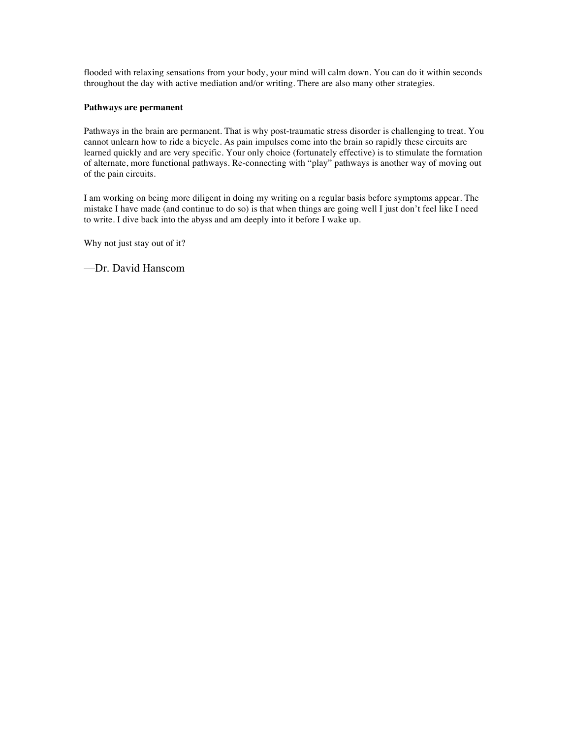flooded with relaxing sensations from your body, your mind will calm down. You can do it within seconds throughout the day with active mediation and/or writing. There are also many other strategies.

**Pathways are permanent**

Pathways in the brain are permanent. That is why post-traumatic stress disorder is challenging to treat. You cannot unlearn how to ride a bicycle. As pain impulses come into the brain so rapidly these circuits are learned quickly and are very specific. Your only choice (fortunately effective) is to stimulate the formation of alternate, more functional pathways. Re-connecting with "play" pathways is another way of moving out of the pain circuits.

I am working on being more diligent in doing my writing on a regular basis before symptoms appear. The mistake I have made (and continue to do so) is that when things are going well I just don't feel like I need to write. I dive back into the abyss and am deeply into it before I wake up.

Why not just stay out of it?

—Dr. David Hanscom